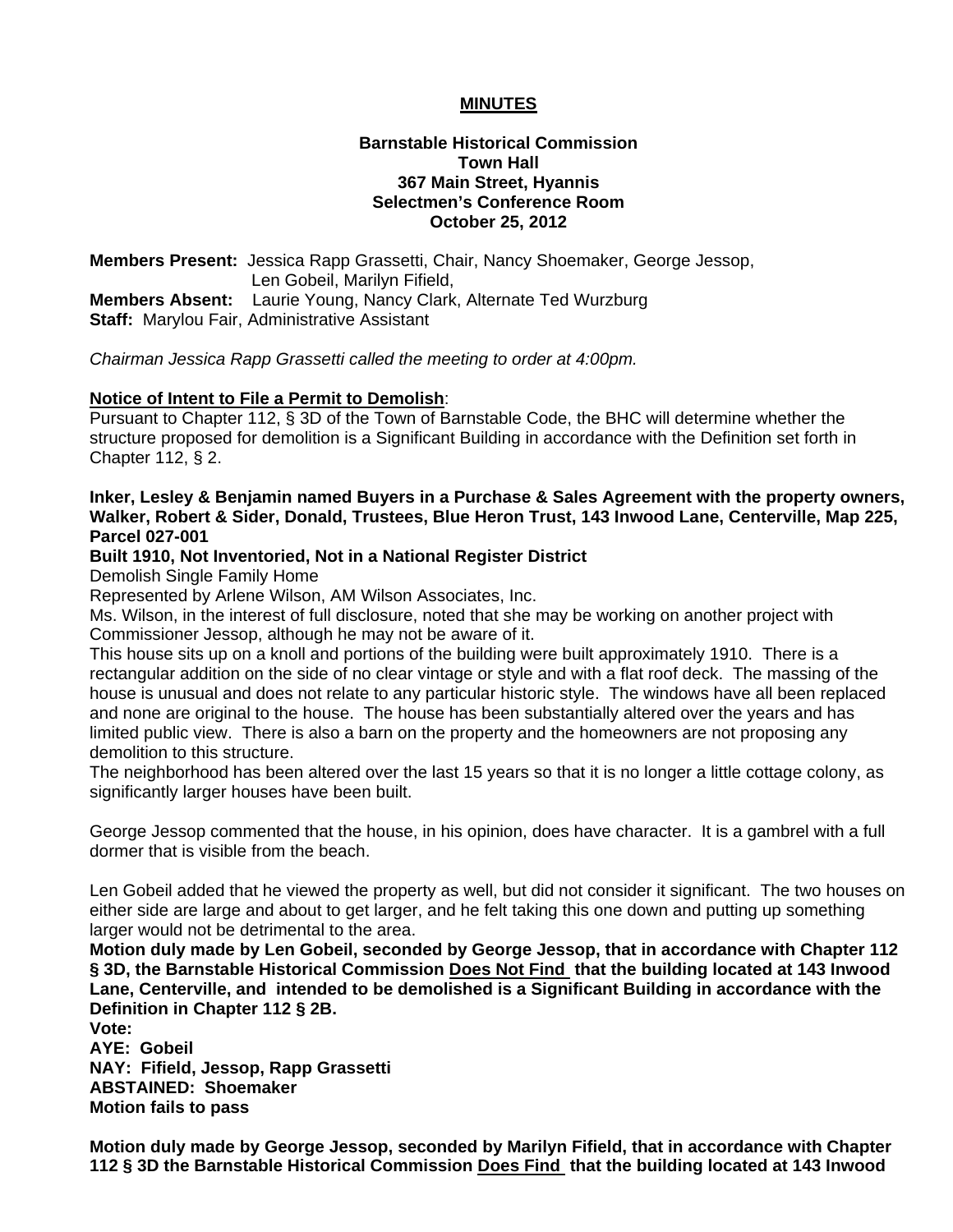# MINUTES

**Barnstable Historical Commission**
**Town Hall**
**367 Main Street, Hyannis**
**Selectmen's Conference Room**
**October 25, 2012**

**Members Present:** Jessica Rapp Grassetti, Chair, Nancy Shoemaker, George Jessop, Len Gobeil, Marilyn Fifield,
**Members Absent:** Laurie Young, Nancy Clark, Alternate Ted Wurzburg
**Staff:** Marylou Fair, Administrative Assistant

*Chairman Jessica Rapp Grassetti called the meeting to order at 4:00pm.*

**Notice of Intent to File a Permit to Demolish**:
Pursuant to Chapter 112, § 3D of the Town of Barnstable Code, the BHC will determine whether the structure proposed for demolition is a Significant Building in accordance with the Definition set forth in Chapter 112, § 2.

**Inker, Lesley & Benjamin named Buyers in a Purchase & Sales Agreement with the property owners, Walker, Robert & Sider, Donald, Trustees, Blue Heron Trust, 143 Inwood Lane, Centerville, Map 225, Parcel 027-001**

**Built 1910, Not Inventoried, Not in a National Register District**

Demolish Single Family Home
Represented by Arlene Wilson, AM Wilson Associates, Inc.
Ms. Wilson, in the interest of full disclosure, noted that she may be working on another project with Commissioner Jessop, although he may not be aware of it.
This house sits up on a knoll and portions of the building were built approximately 1910. There is a rectangular addition on the side of no clear vintage or style and with a flat roof deck. The massing of the house is unusual and does not relate to any particular historic style. The windows have all been replaced and none are original to the house. The house has been substantially altered over the years and has limited public view. There is also a barn on the property and the homeowners are not proposing any demolition to this structure.
The neighborhood has been altered over the last 15 years so that it is no longer a little cottage colony, as significantly larger houses have been built.

George Jessop commented that the house, in his opinion, does have character. It is a gambrel with a full dormer that is visible from the beach.

Len Gobeil added that he viewed the property as well, but did not consider it significant. The two houses on either side are large and about to get larger, and he felt taking this one down and putting up something larger would not be detrimental to the area.

**Motion duly made by Len Gobeil, seconded by George Jessop, that in accordance with Chapter 112 § 3D, the Barnstable Historical Commission Does Not Find that the building located at 143 Inwood Lane, Centerville, and intended to be demolished is a Significant Building in accordance with the Definition in Chapter 112 § 2B.**
**Vote:**
**AYE: Gobeil**
**NAY: Fifield, Jessop, Rapp Grassetti**
**ABSTAINED: Shoemaker**
**Motion fails to pass**

**Motion duly made by George Jessop, seconded by Marilyn Fifield, that in accordance with Chapter 112 § 3D the Barnstable Historical Commission Does Find that the building located at 143 Inwood**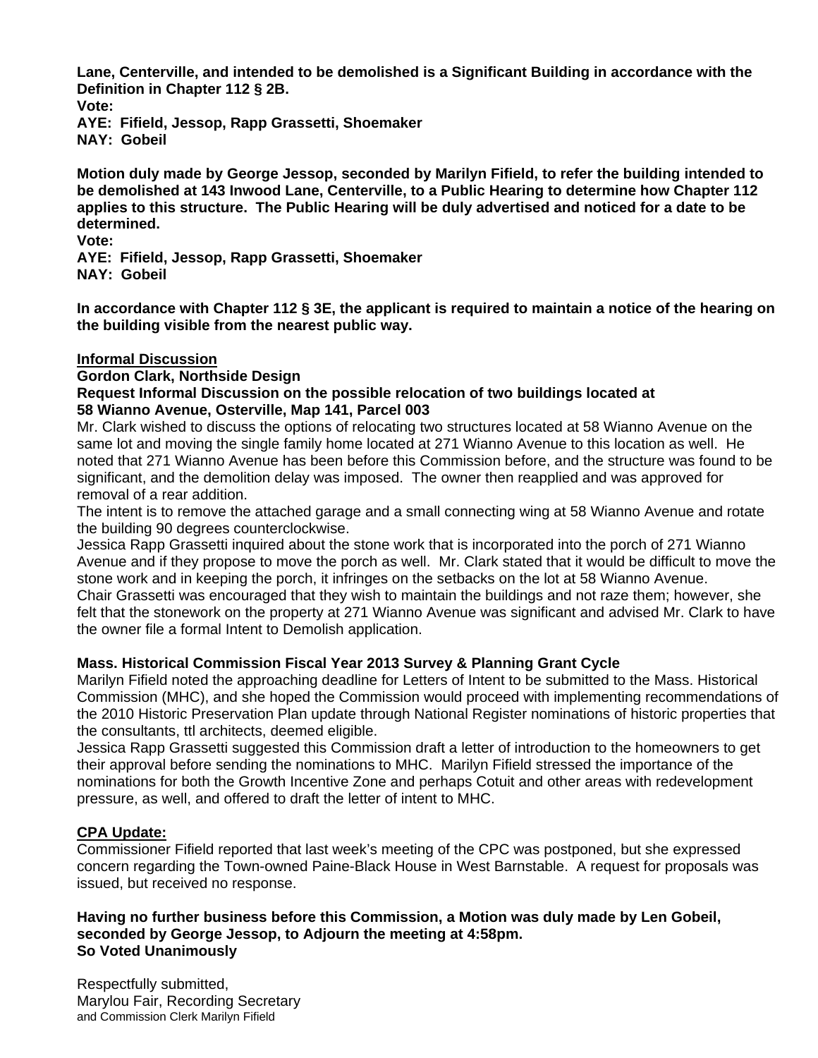**Lane, Centerville, and intended to be demolished is a Significant Building in accordance with the Definition in Chapter 112 § 2B.**
**Vote:**
**AYE: Fifield, Jessop, Rapp Grassetti, Shoemaker**
**NAY: Gobeil**

**Motion duly made by George Jessop, seconded by Marilyn Fifield, to refer the building intended to be demolished at 143 Inwood Lane, Centerville, to a Public Hearing to determine how Chapter 112 applies to this structure. The Public Hearing will be duly advertised and noticed for a date to be determined.**
**Vote:**
**AYE: Fifield, Jessop, Rapp Grassetti, Shoemaker**
**NAY: Gobeil**

**In accordance with Chapter 112 § 3E, the applicant is required to maintain a notice of the hearing on the building visible from the nearest public way.**

**<u>Informal Discussion</u>**
**Gordon Clark, Northside Design**
**Request Informal Discussion on the possible relocation of two buildings located at 58 Wianno Avenue, Osterville, Map 141, Parcel 003**
Mr. Clark wished to discuss the options of relocating two structures located at 58 Wianno Avenue on the same lot and moving the single family home located at 271 Wianno Avenue to this location as well. He noted that 271 Wianno Avenue has been before this Commission before, and the structure was found to be significant, and the demolition delay was imposed. The owner then reapplied and was approved for removal of a rear addition.
The intent is to remove the attached garage and a small connecting wing at 58 Wianno Avenue and rotate the building 90 degrees counterclockwise.
Jessica Rapp Grassetti inquired about the stone work that is incorporated into the porch of 271 Wianno Avenue and if they propose to move the porch as well. Mr. Clark stated that it would be difficult to move the stone work and in keeping the porch, it infringes on the setbacks on the lot at 58 Wianno Avenue.
Chair Grassetti was encouraged that they wish to maintain the buildings and not raze them; however, she felt that the stonework on the property at 271 Wianno Avenue was significant and advised Mr. Clark to have the owner file a formal Intent to Demolish application.

**Mass. Historical Commission Fiscal Year 2013 Survey & Planning Grant Cycle**
Marilyn Fifield noted the approaching deadline for Letters of Intent to be submitted to the Mass. Historical Commission (MHC), and she hoped the Commission would proceed with implementing recommendations of the 2010 Historic Preservation Plan update through National Register nominations of historic properties that the consultants, ttl architects, deemed eligible.
Jessica Rapp Grassetti suggested this Commission draft a letter of introduction to the homeowners to get their approval before sending the nominations to MHC. Marilyn Fifield stressed the importance of the nominations for both the Growth Incentive Zone and perhaps Cotuit and other areas with redevelopment pressure, as well, and offered to draft the letter of intent to MHC.

**<u>CPA Update:</u>**
Commissioner Fifield reported that last week's meeting of the CPC was postponed, but she expressed concern regarding the Town-owned Paine-Black House in West Barnstable. A request for proposals was issued, but received no response.

**Having no further business before this Commission, a Motion was duly made by Len Gobeil, seconded by George Jessop, to Adjourn the meeting at 4:58pm.**
**So Voted Unanimously**

Respectfully submitted,
Marylou Fair, Recording Secretary
and Commission Clerk Marilyn Fifield